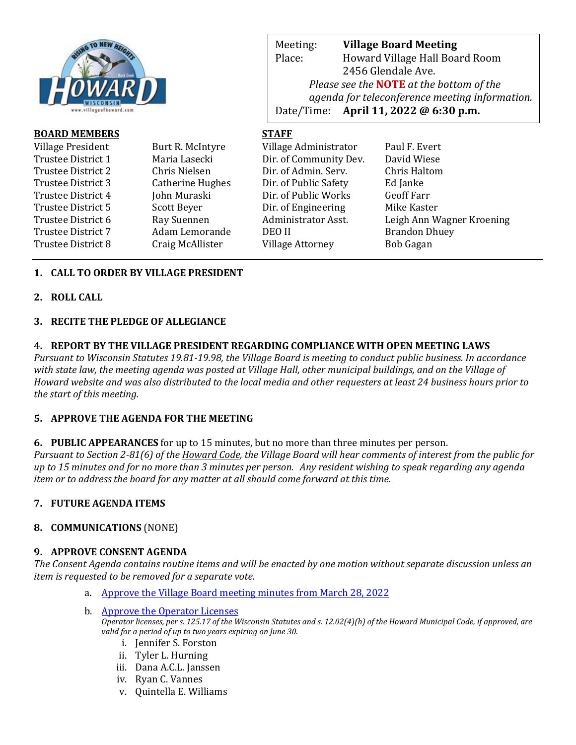| | |
|---|---|
| Meeting: | **Village Board Meeting** |
| Place: | Howard Village Hall Board Room<br>2456 Glendale Ave. |
| | *Please see the* ***NOTE*** *at the bottom of the agenda for teleconference meeting information.* |
| Date/Time: | **April 11, 2022 @ 6:30 p.m.** |

| **BOARD MEMBERS** | | **STAFF** | |
|---|---|---|---|
| Village President | Burt R. McIntyre | Village Administrator | Paul F. Evert |
| Trustee District 1 | Maria Lasecki | Dir. of Community Dev. | David Wiese |
| Trustee District 2 | Chris Nielsen | Dir. of Admin. Serv. | Chris Haltom |
| Trustee District 3 | Catherine Hughes | Dir. of Public Safety | Ed Janke |
| Trustee District 4 | John Muraski | Dir. of Public Works | Geoff Farr |
| Trustee District 5 | Scott Beyer | Dir. of Engineering | Mike Kaster |
| Trustee District 6 | Ray Suennen | Administrator Asst. | Leigh Ann Wagner Kroening |
| Trustee District 7 | Adam Lemorande | DEO II | Brandon Dhuey |
| Trustee District 8 | Craig McAllister | Village Attorney | Bob Gagan |

**1. CALL TO ORDER BY VILLAGE PRESIDENT**

**2. ROLL CALL**

**3. RECITE THE PLEDGE OF ALLEGIANCE**

**4. REPORT BY THE VILLAGE PRESIDENT REGARDING COMPLIANCE WITH OPEN MEETING LAWS**

*Pursuant to Wisconsin Statutes 19.81-19.98, the Village Board is meeting to conduct public business. In accordance with state law, the meeting agenda was posted at Village Hall, other municipal buildings, and on the Village of Howard website and was also distributed to the local media and other requesters at least 24 business hours prior to the start of this meeting.*

**5. APPROVE THE AGENDA FOR THE MEETING**

**6. PUBLIC APPEARANCES** for up to 15 minutes, but no more than three minutes per person.

*Pursuant to Section 2-81(6) of the Howard Code, the Village Board will hear comments of interest from the public for up to 15 minutes and for no more than 3 minutes per person. Any resident wishing to speak regarding any agenda item or to address the board for any matter at all should come forward at this time.*

**7. FUTURE AGENDA ITEMS**

**8. COMMUNICATIONS** (NONE)

**9. APPROVE CONSENT AGENDA**

*The Consent Agenda contains routine items and will be enacted by one motion without separate discussion unless an item is requested to be removed for a separate vote.*

a. Approve the Village Board meeting minutes from March 28, 2022

b. Approve the Operator Licenses

*Operator licenses, per s. 125.17 of the Wisconsin Statutes and s. 12.02(4)(h) of the Howard Municipal Code, if approved, are valid for a period of up to two years expiring on June 30.*

i. Jennifer S. Forston
ii. Tyler L. Hurning
iii. Dana A.C.L. Janssen
iv. Ryan C. Vannes
v. Quintella E. Williams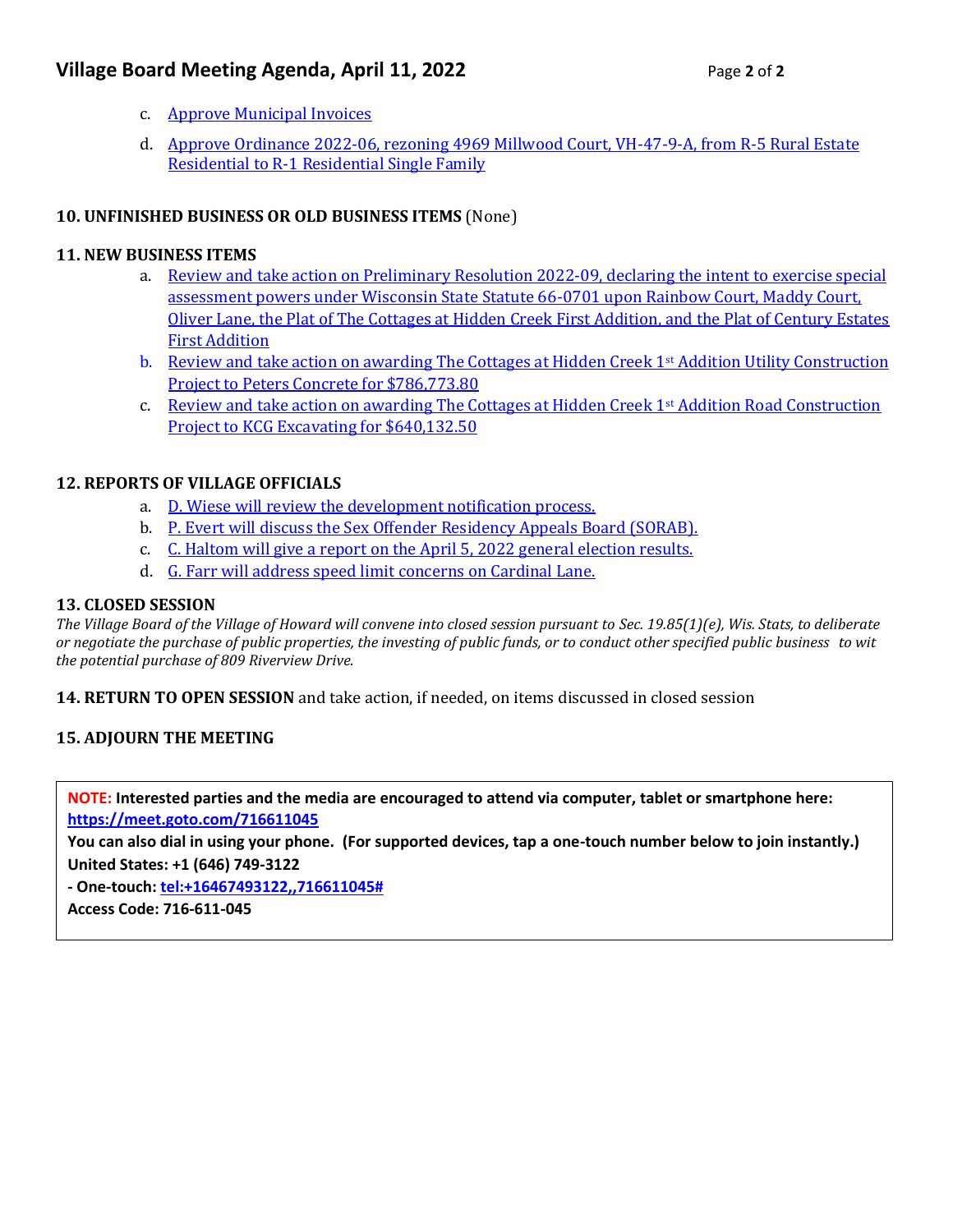c. Approve Municipal Invoices

d. Approve Ordinance 2022-06, rezoning 4969 Millwood Court, VH-47-9-A, from R-5 Rural Estate Residential to R-1 Residential Single Family

**10. UNFINISHED BUSINESS OR OLD BUSINESS ITEMS** (None)

**11. NEW BUSINESS ITEMS**

a. Review and take action on Preliminary Resolution 2022-09, declaring the intent to exercise special assessment powers under Wisconsin State Statute 66-0701 upon Rainbow Court, Maddy Court, Oliver Lane, the Plat of The Cottages at Hidden Creek First Addition, and the Plat of Century Estates First Addition

b. Review and take action on awarding The Cottages at Hidden Creek 1st Addition Utility Construction Project to Peters Concrete for $786,773.80

c. Review and take action on awarding The Cottages at Hidden Creek 1st Addition Road Construction Project to KCG Excavating for $640,132.50

**12. REPORTS OF VILLAGE OFFICIALS**

a. D. Wiese will review the development notification process.

b. P. Evert will discuss the Sex Offender Residency Appeals Board (SORAB).

c. C. Haltom will give a report on the April 5, 2022 general election results.

d. G. Farr will address speed limit concerns on Cardinal Lane.

**13. CLOSED SESSION**

*The Village Board of the Village of Howard will convene into closed session pursuant to Sec. 19.85(1)(e), Wis. Stats, to deliberate or negotiate the purchase of public properties, the investing of public funds, or to conduct other specified public business to wit the potential purchase of 809 Riverview Drive.*

**14. RETURN TO OPEN SESSION** and take action, if needed, on items discussed in closed session

**15. ADJOURN THE MEETING**

**NOTE: Interested parties and the media are encouraged to attend via computer, tablet or smartphone here: https://meet.goto.com/716611045**

**You can also dial in using your phone. (For supported devices, tap a one-touch number below to join instantly.)**

**United States: +1 (646) 749-3122**

**- One-touch: tel:+16467493122,,716611045#**

**Access Code: 716-611-045**